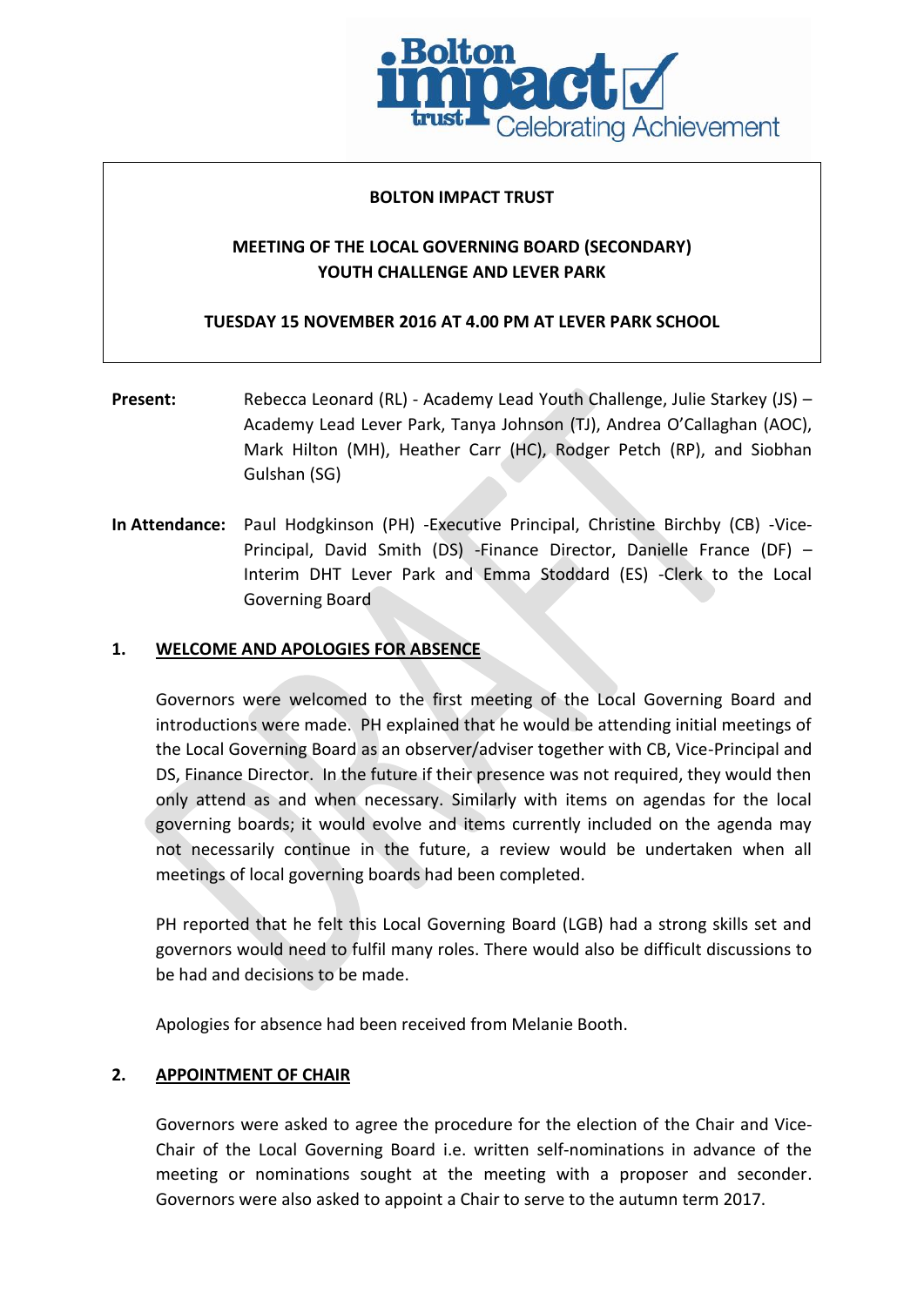**BOLTON IMPACT TRUST**

**MEETING OF THE LOCAL GOVERNING BOARD (SECONDARY)
YOUTH CHALLENGE AND LEVER PARK**

**TUESDAY 15 NOVEMBER 2016 AT 4.00 PM AT LEVER PARK SCHOOL**

**Present:** Rebecca Leonard (RL) - Academy Lead Youth Challenge, Julie Starkey (JS) – Academy Lead Lever Park, Tanya Johnson (TJ), Andrea O'Callaghan (AOC), Mark Hilton (MH), Heather Carr (HC), Rodger Petch (RP), and Siobhan Gulshan (SG)

**In Attendance:** Paul Hodgkinson (PH) -Executive Principal, Christine Birchby (CB) -Vice-Principal, David Smith (DS) -Finance Director, Danielle France (DF) – Interim DHT Lever Park and Emma Stoddard (ES) -Clerk to the Local Governing Board

## 1. WELCOME AND APOLOGIES FOR ABSENCE

Governors were welcomed to the first meeting of the Local Governing Board and introductions were made. PH explained that he would be attending initial meetings of the Local Governing Board as an observer/adviser together with CB, Vice-Principal and DS, Finance Director. In the future if their presence was not required, they would then only attend as and when necessary. Similarly with items on agendas for the local governing boards; it would evolve and items currently included on the agenda may not necessarily continue in the future, a review would be undertaken when all meetings of local governing boards had been completed.

PH reported that he felt this Local Governing Board (LGB) had a strong skills set and governors would need to fulfil many roles. There would also be difficult discussions to be had and decisions to be made.

Apologies for absence had been received from Melanie Booth.

## 2. APPOINTMENT OF CHAIR

Governors were asked to agree the procedure for the election of the Chair and Vice-Chair of the Local Governing Board i.e. written self-nominations in advance of the meeting or nominations sought at the meeting with a proposer and seconder. Governors were also asked to appoint a Chair to serve to the autumn term 2017.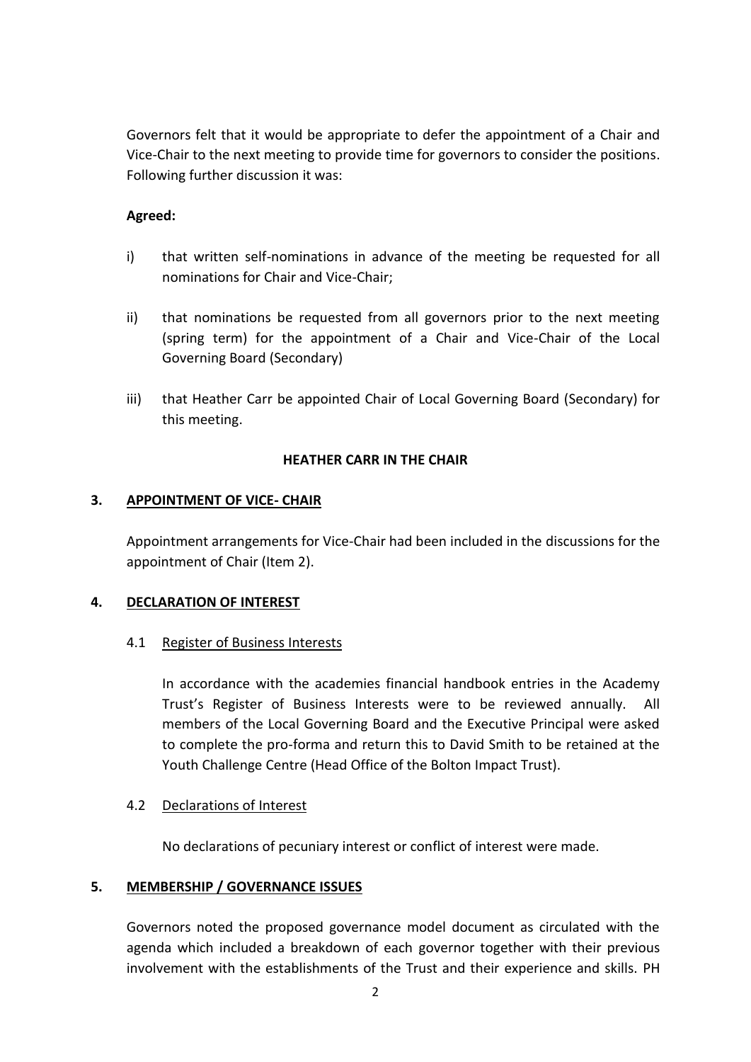Governors felt that it would be appropriate to defer the appointment of a Chair and Vice-Chair to the next meeting to provide time for governors to consider the positions. Following further discussion it was:

**Agreed:**

i) that written self-nominations in advance of the meeting be requested for all nominations for Chair and Vice-Chair;

ii) that nominations be requested from all governors prior to the next meeting (spring term) for the appointment of a Chair and Vice-Chair of the Local Governing Board (Secondary)

iii) that Heather Carr be appointed Chair of Local Governing Board (Secondary) for this meeting.

**HEATHER CARR IN THE CHAIR**

## 3. APPOINTMENT OF VICE- CHAIR

Appointment arrangements for Vice-Chair had been included in the discussions for the appointment of Chair (Item 2).

## 4. DECLARATION OF INTEREST

### 4.1 Register of Business Interests

In accordance with the academies financial handbook entries in the Academy Trust's Register of Business Interests were to be reviewed annually. All members of the Local Governing Board and the Executive Principal were asked to complete the pro-forma and return this to David Smith to be retained at the Youth Challenge Centre (Head Office of the Bolton Impact Trust).

### 4.2 Declarations of Interest

No declarations of pecuniary interest or conflict of interest were made.

## 5. MEMBERSHIP / GOVERNANCE ISSUES

Governors noted the proposed governance model document as circulated with the agenda which included a breakdown of each governor together with their previous involvement with the establishments of the Trust and their experience and skills. PH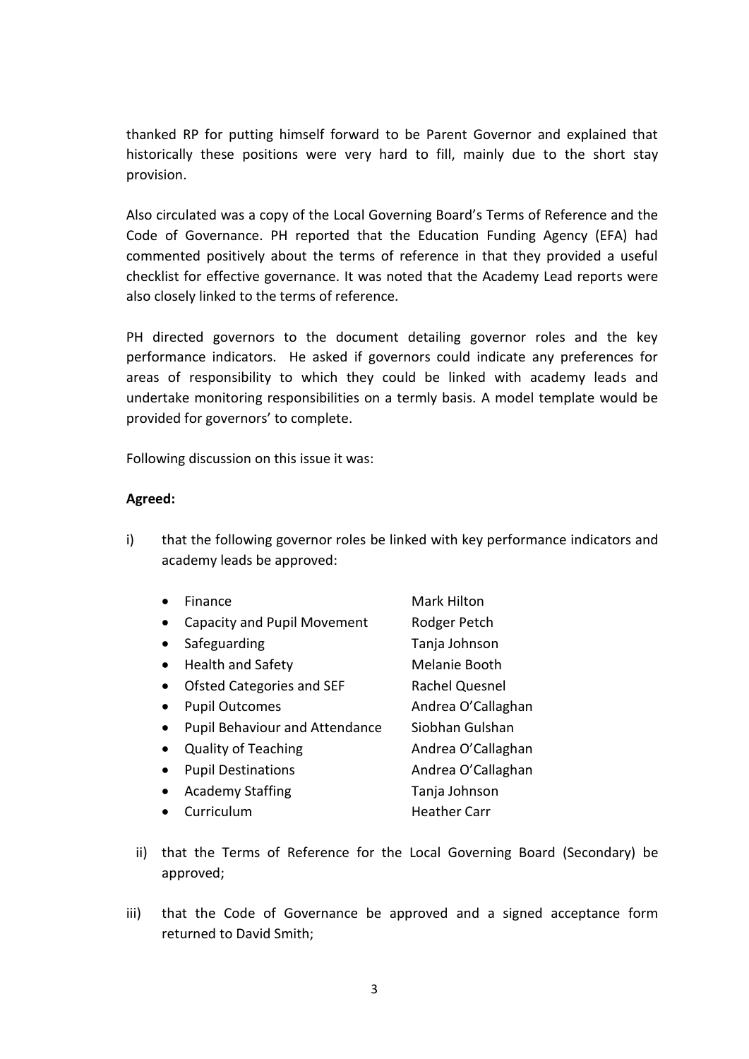thanked RP for putting himself forward to be Parent Governor and explained that historically these positions were very hard to fill, mainly due to the short stay provision.

Also circulated was a copy of the Local Governing Board's Terms of Reference and the Code of Governance. PH reported that the Education Funding Agency (EFA) had commented positively about the terms of reference in that they provided a useful checklist for effective governance. It was noted that the Academy Lead reports were also closely linked to the terms of reference.

PH directed governors to the document detailing governor roles and the key performance indicators. He asked if governors could indicate any preferences for areas of responsibility to which they could be linked with academy leads and undertake monitoring responsibilities on a termly basis. A model template would be provided for governors' to complete.

Following discussion on this issue it was:

**Agreed:**

i) that the following governor roles be linked with key performance indicators and academy leads be approved:

- Finance — Mark Hilton
- Capacity and Pupil Movement — Rodger Petch
- Safeguarding — Tanja Johnson
- Health and Safety — Melanie Booth
- Ofsted Categories and SEF — Rachel Quesnel
- Pupil Outcomes — Andrea O'Callaghan
- Pupil Behaviour and Attendance — Siobhan Gulshan
- Quality of Teaching — Andrea O'Callaghan
- Pupil Destinations — Andrea O'Callaghan
- Academy Staffing — Tanja Johnson
- Curriculum — Heather Carr

ii) that the Terms of Reference for the Local Governing Board (Secondary) be approved;

iii) that the Code of Governance be approved and a signed acceptance form returned to David Smith;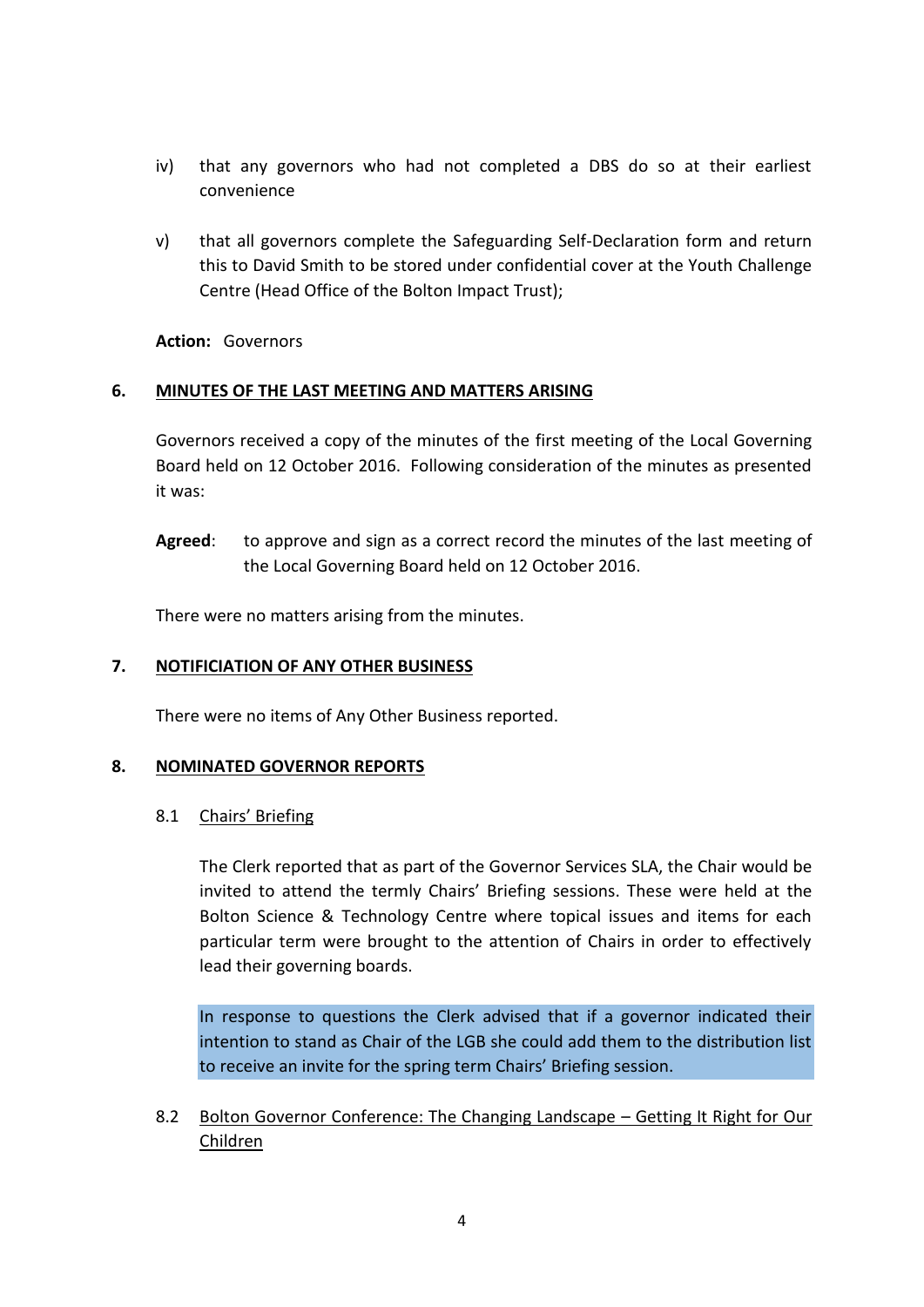iv) that any governors who had not completed a DBS do so at their earliest convenience

v) that all governors complete the Safeguarding Self-Declaration form and return this to David Smith to be stored under confidential cover at the Youth Challenge Centre (Head Office of the Bolton Impact Trust);

**Action:** Governors

## 6. MINUTES OF THE LAST MEETING AND MATTERS ARISING

Governors received a copy of the minutes of the first meeting of the Local Governing Board held on 12 October 2016. Following consideration of the minutes as presented it was:

**Agreed**: to approve and sign as a correct record the minutes of the last meeting of the Local Governing Board held on 12 October 2016.

There were no matters arising from the minutes.

## 7. NOTIFICIATION OF ANY OTHER BUSINESS

There were no items of Any Other Business reported.

## 8. NOMINATED GOVERNOR REPORTS

### 8.1 Chairs' Briefing

The Clerk reported that as part of the Governor Services SLA, the Chair would be invited to attend the termly Chairs' Briefing sessions. These were held at the Bolton Science & Technology Centre where topical issues and items for each particular term were brought to the attention of Chairs in order to effectively lead their governing boards.

In response to questions the Clerk advised that if a governor indicated their intention to stand as Chair of the LGB she could add them to the distribution list to receive an invite for the spring term Chairs' Briefing session.

### 8.2 Bolton Governor Conference: The Changing Landscape – Getting It Right for Our Children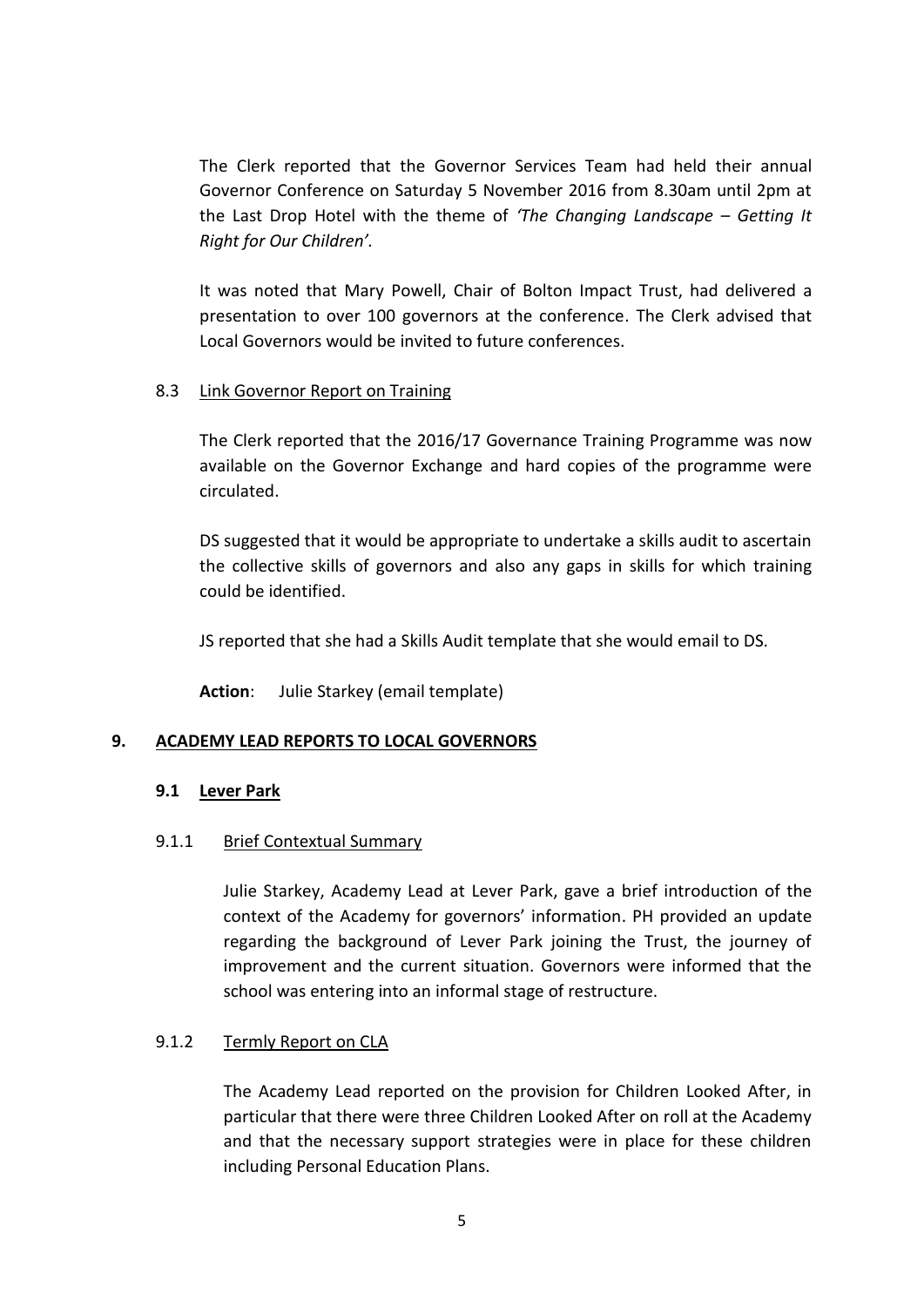The Clerk reported that the Governor Services Team had held their annual Governor Conference on Saturday 5 November 2016 from 8.30am until 2pm at the Last Drop Hotel with the theme of *'The Changing Landscape – Getting It Right for Our Children'*.

It was noted that Mary Powell, Chair of Bolton Impact Trust, had delivered a presentation to over 100 governors at the conference. The Clerk advised that Local Governors would be invited to future conferences.

8.3 Link Governor Report on Training

The Clerk reported that the 2016/17 Governance Training Programme was now available on the Governor Exchange and hard copies of the programme were circulated.

DS suggested that it would be appropriate to undertake a skills audit to ascertain the collective skills of governors and also any gaps in skills for which training could be identified.

JS reported that she had a Skills Audit template that she would email to DS.

**Action**: Julie Starkey (email template)

## 9. ACADEMY LEAD REPORTS TO LOCAL GOVERNORS

### 9.1 Lever Park

9.1.1 Brief Contextual Summary

Julie Starkey, Academy Lead at Lever Park, gave a brief introduction of the context of the Academy for governors' information. PH provided an update regarding the background of Lever Park joining the Trust, the journey of improvement and the current situation. Governors were informed that the school was entering into an informal stage of restructure.

9.1.2 Termly Report on CLA

The Academy Lead reported on the provision for Children Looked After, in particular that there were three Children Looked After on roll at the Academy and that the necessary support strategies were in place for these children including Personal Education Plans.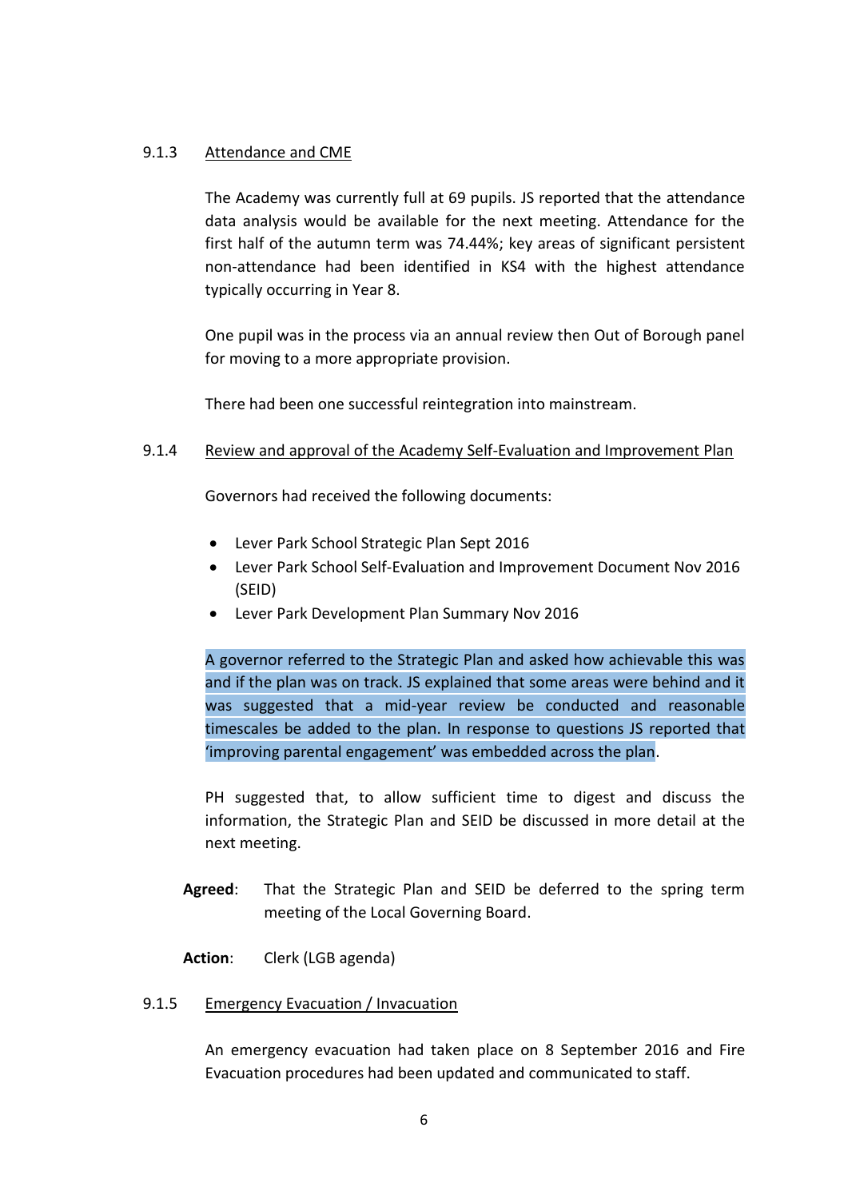9.1.3 Attendance and CME

The Academy was currently full at 69 pupils. JS reported that the attendance data analysis would be available for the next meeting. Attendance for the first half of the autumn term was 74.44%; key areas of significant persistent non-attendance had been identified in KS4 with the highest attendance typically occurring in Year 8.

One pupil was in the process via an annual review then Out of Borough panel for moving to a more appropriate provision.

There had been one successful reintegration into mainstream.

9.1.4 Review and approval of the Academy Self-Evaluation and Improvement Plan

Governors had received the following documents:

- Lever Park School Strategic Plan Sept 2016
- Lever Park School Self-Evaluation and Improvement Document Nov 2016 (SEID)
- Lever Park Development Plan Summary Nov 2016

A governor referred to the Strategic Plan and asked how achievable this was and if the plan was on track. JS explained that some areas were behind and it was suggested that a mid-year review be conducted and reasonable timescales be added to the plan. In response to questions JS reported that 'improving parental engagement' was embedded across the plan.

PH suggested that, to allow sufficient time to digest and discuss the information, the Strategic Plan and SEID be discussed in more detail at the next meeting.

**Agreed**: That the Strategic Plan and SEID be deferred to the spring term meeting of the Local Governing Board.

**Action**: Clerk (LGB agenda)

9.1.5 Emergency Evacuation / Invacuation

An emergency evacuation had taken place on 8 September 2016 and Fire Evacuation procedures had been updated and communicated to staff.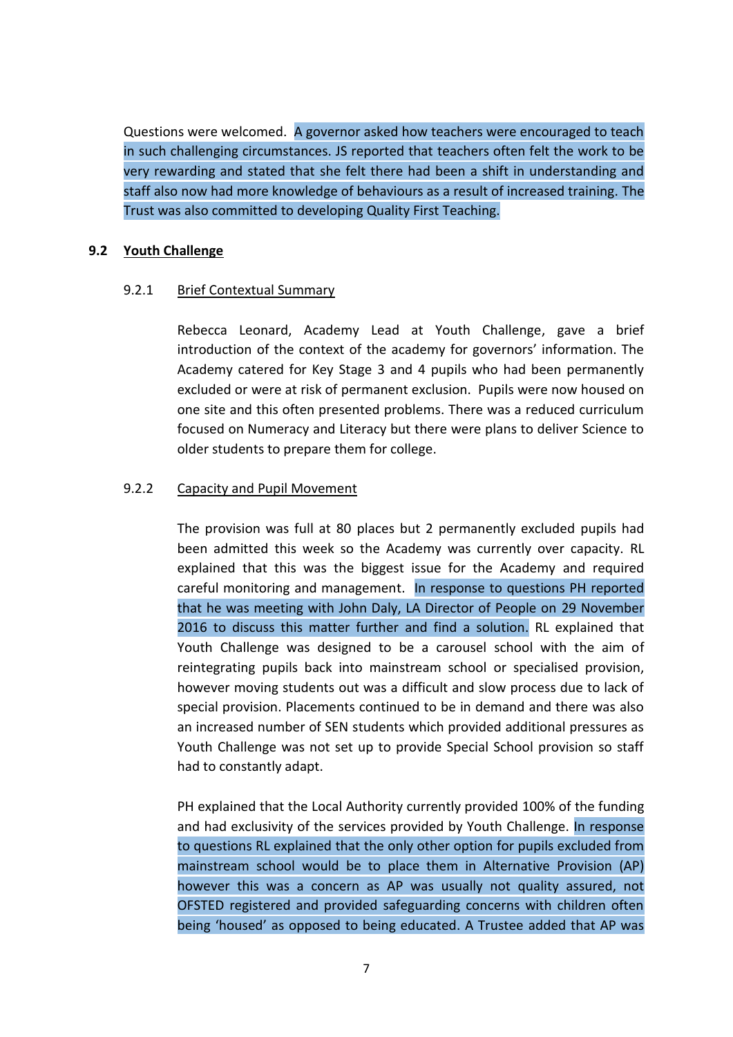Questions were welcomed. A governor asked how teachers were encouraged to teach in such challenging circumstances. JS reported that teachers often felt the work to be very rewarding and stated that she felt there had been a shift in understanding and staff also now had more knowledge of behaviours as a result of increased training. The Trust was also committed to developing Quality First Teaching.

## 9.2 Youth Challenge

### 9.2.1 Brief Contextual Summary

Rebecca Leonard, Academy Lead at Youth Challenge, gave a brief introduction of the context of the academy for governors' information. The Academy catered for Key Stage 3 and 4 pupils who had been permanently excluded or were at risk of permanent exclusion. Pupils were now housed on one site and this often presented problems. There was a reduced curriculum focused on Numeracy and Literacy but there were plans to deliver Science to older students to prepare them for college.

### 9.2.2 Capacity and Pupil Movement

The provision was full at 80 places but 2 permanently excluded pupils had been admitted this week so the Academy was currently over capacity. RL explained that this was the biggest issue for the Academy and required careful monitoring and management. In response to questions PH reported that he was meeting with John Daly, LA Director of People on 29 November 2016 to discuss this matter further and find a solution. RL explained that Youth Challenge was designed to be a carousel school with the aim of reintegrating pupils back into mainstream school or specialised provision, however moving students out was a difficult and slow process due to lack of special provision. Placements continued to be in demand and there was also an increased number of SEN students which provided additional pressures as Youth Challenge was not set up to provide Special School provision so staff had to constantly adapt.

PH explained that the Local Authority currently provided 100% of the funding and had exclusivity of the services provided by Youth Challenge. In response to questions RL explained that the only other option for pupils excluded from mainstream school would be to place them in Alternative Provision (AP) however this was a concern as AP was usually not quality assured, not OFSTED registered and provided safeguarding concerns with children often being 'housed' as opposed to being educated. A Trustee added that AP was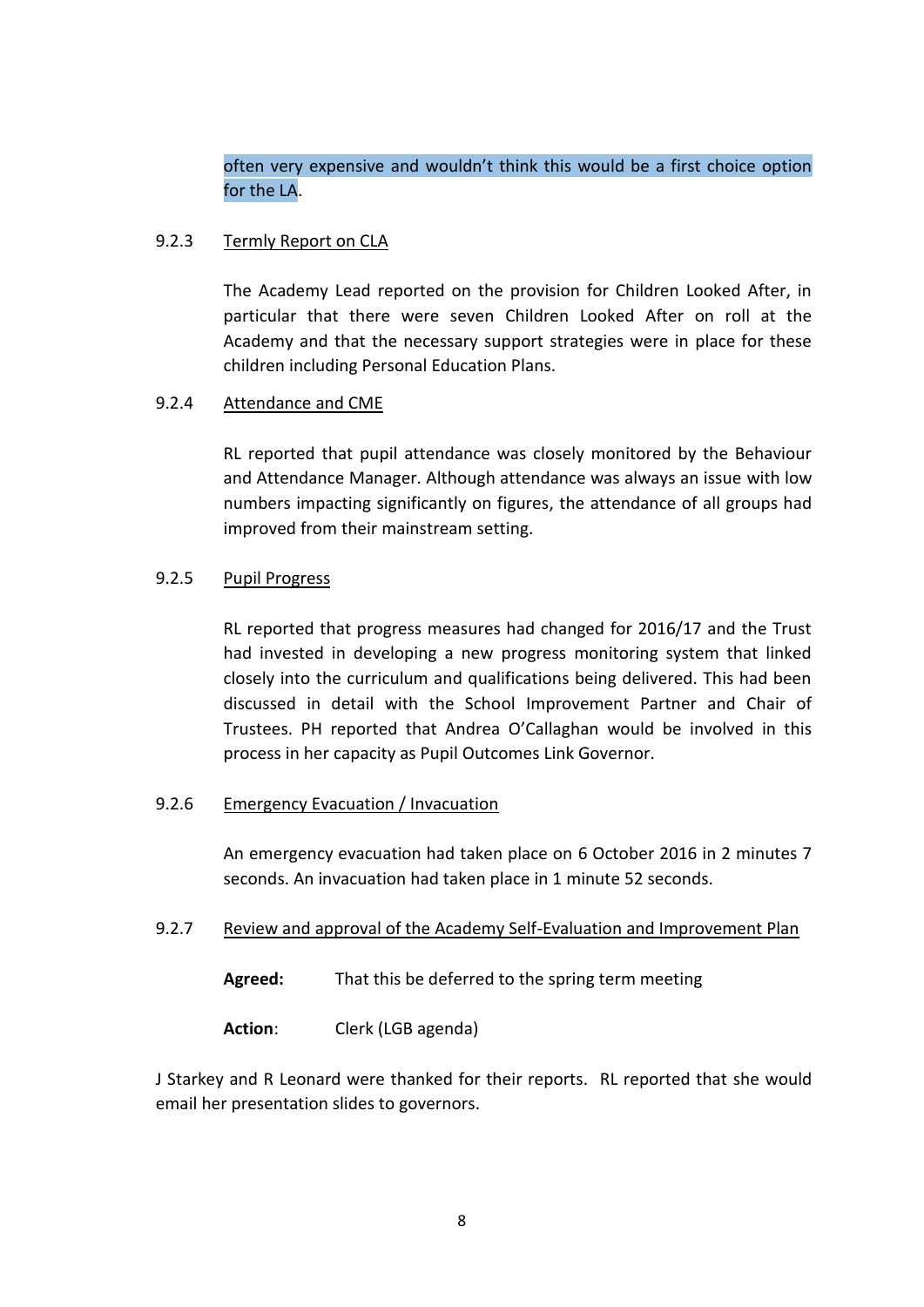often very expensive and wouldn't think this would be a first choice option for the LA.

9.2.3 Termly Report on CLA

The Academy Lead reported on the provision for Children Looked After, in particular that there were seven Children Looked After on roll at the Academy and that the necessary support strategies were in place for these children including Personal Education Plans.

9.2.4 Attendance and CME

RL reported that pupil attendance was closely monitored by the Behaviour and Attendance Manager. Although attendance was always an issue with low numbers impacting significantly on figures, the attendance of all groups had improved from their mainstream setting.

9.2.5 Pupil Progress

RL reported that progress measures had changed for 2016/17 and the Trust had invested in developing a new progress monitoring system that linked closely into the curriculum and qualifications being delivered. This had been discussed in detail with the School Improvement Partner and Chair of Trustees. PH reported that Andrea O'Callaghan would be involved in this process in her capacity as Pupil Outcomes Link Governor.

9.2.6 Emergency Evacuation / Invacuation

An emergency evacuation had taken place on 6 October 2016 in 2 minutes 7 seconds. An invacuation had taken place in 1 minute 52 seconds.

9.2.7 Review and approval of the Academy Self-Evaluation and Improvement Plan

**Agreed:** That this be deferred to the spring term meeting

**Action**: Clerk (LGB agenda)

J Starkey and R Leonard were thanked for their reports. RL reported that she would email her presentation slides to governors.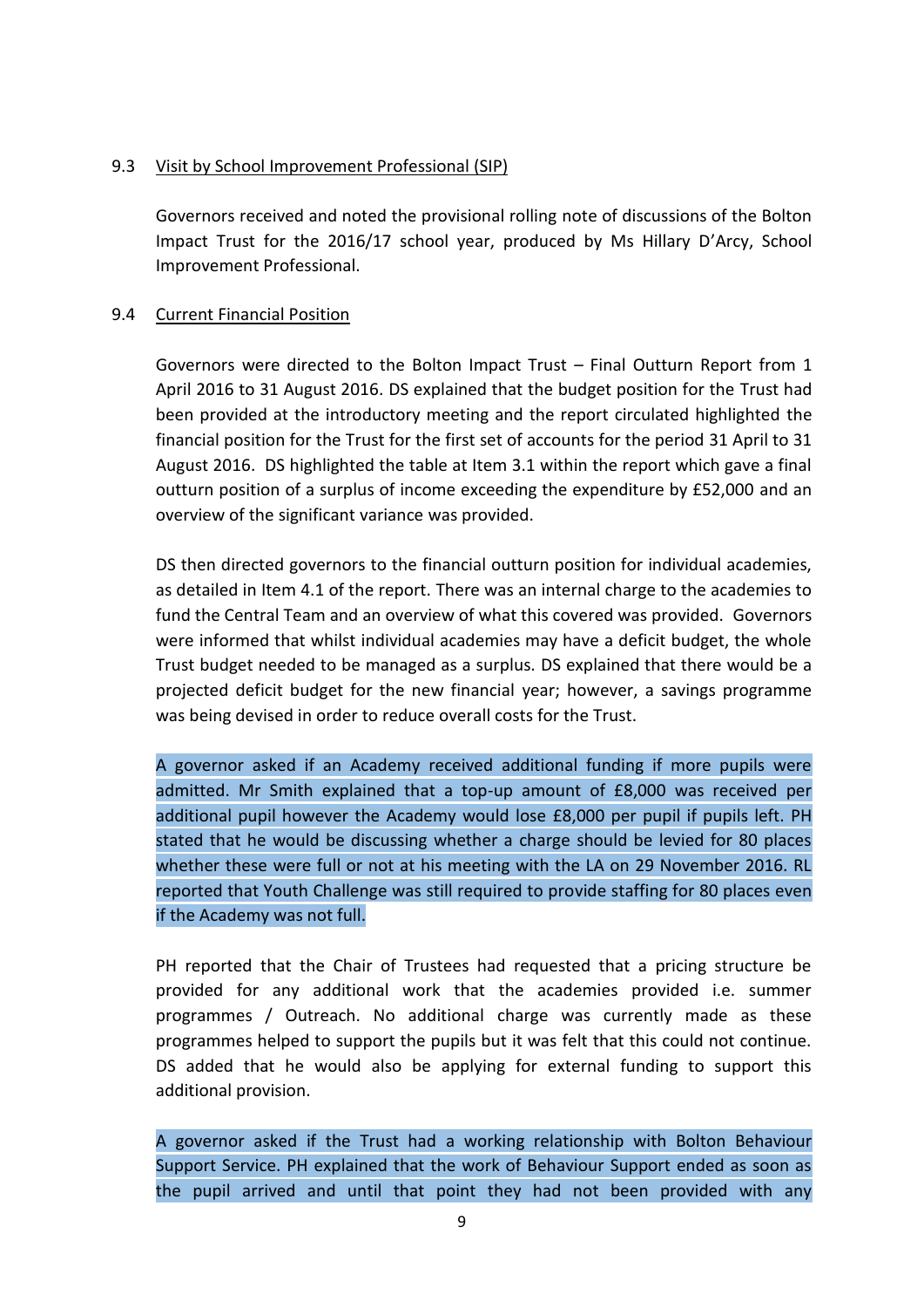9.3 Visit by School Improvement Professional (SIP)

Governors received and noted the provisional rolling note of discussions of the Bolton Impact Trust for the 2016/17 school year, produced by Ms Hillary D'Arcy, School Improvement Professional.

9.4 Current Financial Position

Governors were directed to the Bolton Impact Trust – Final Outturn Report from 1 April 2016 to 31 August 2016. DS explained that the budget position for the Trust had been provided at the introductory meeting and the report circulated highlighted the financial position for the Trust for the first set of accounts for the period 31 April to 31 August 2016. DS highlighted the table at Item 3.1 within the report which gave a final outturn position of a surplus of income exceeding the expenditure by £52,000 and an overview of the significant variance was provided.

DS then directed governors to the financial outturn position for individual academies, as detailed in Item 4.1 of the report. There was an internal charge to the academies to fund the Central Team and an overview of what this covered was provided. Governors were informed that whilst individual academies may have a deficit budget, the whole Trust budget needed to be managed as a surplus. DS explained that there would be a projected deficit budget for the new financial year; however, a savings programme was being devised in order to reduce overall costs for the Trust.

A governor asked if an Academy received additional funding if more pupils were admitted. Mr Smith explained that a top-up amount of £8,000 was received per additional pupil however the Academy would lose £8,000 per pupil if pupils left. PH stated that he would be discussing whether a charge should be levied for 80 places whether these were full or not at his meeting with the LA on 29 November 2016. RL reported that Youth Challenge was still required to provide staffing for 80 places even if the Academy was not full.

PH reported that the Chair of Trustees had requested that a pricing structure be provided for any additional work that the academies provided i.e. summer programmes / Outreach. No additional charge was currently made as these programmes helped to support the pupils but it was felt that this could not continue. DS added that he would also be applying for external funding to support this additional provision.

A governor asked if the Trust had a working relationship with Bolton Behaviour Support Service. PH explained that the work of Behaviour Support ended as soon as the pupil arrived and until that point they had not been provided with any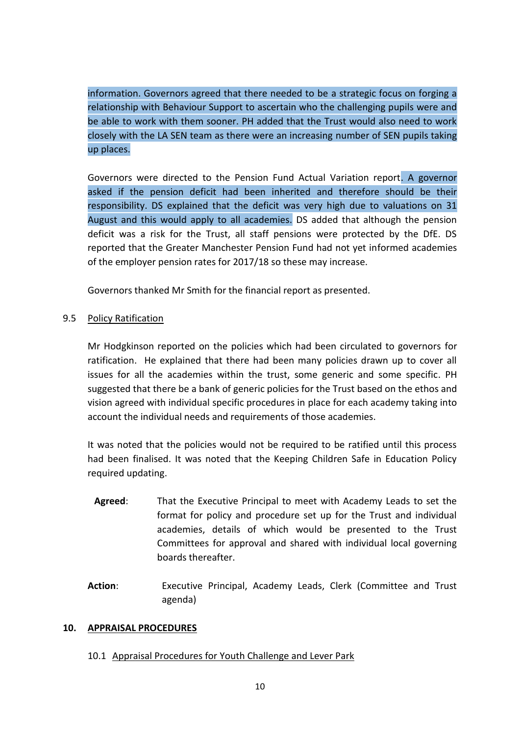information. Governors agreed that there needed to be a strategic focus on forging a relationship with Behaviour Support to ascertain who the challenging pupils were and be able to work with them sooner. PH added that the Trust would also need to work closely with the LA SEN team as there were an increasing number of SEN pupils taking up places.

Governors were directed to the Pension Fund Actual Variation report. A governor asked if the pension deficit had been inherited and therefore should be their responsibility. DS explained that the deficit was very high due to valuations on 31 August and this would apply to all academies. DS added that although the pension deficit was a risk for the Trust, all staff pensions were protected by the DfE. DS reported that the Greater Manchester Pension Fund had not yet informed academies of the employer pension rates for 2017/18 so these may increase.

Governors thanked Mr Smith for the financial report as presented.

9.5 Policy Ratification

Mr Hodgkinson reported on the policies which had been circulated to governors for ratification. He explained that there had been many policies drawn up to cover all issues for all the academies within the trust, some generic and some specific. PH suggested that there be a bank of generic policies for the Trust based on the ethos and vision agreed with individual specific procedures in place for each academy taking into account the individual needs and requirements of those academies.

It was noted that the policies would not be required to be ratified until this process had been finalised. It was noted that the Keeping Children Safe in Education Policy required updating.

**Agreed**: That the Executive Principal to meet with Academy Leads to set the format for policy and procedure set up for the Trust and individual academies, details of which would be presented to the Trust Committees for approval and shared with individual local governing boards thereafter.

**Action**: Executive Principal, Academy Leads, Clerk (Committee and Trust agenda)

## 10. APPRAISAL PROCEDURES

10.1 Appraisal Procedures for Youth Challenge and Lever Park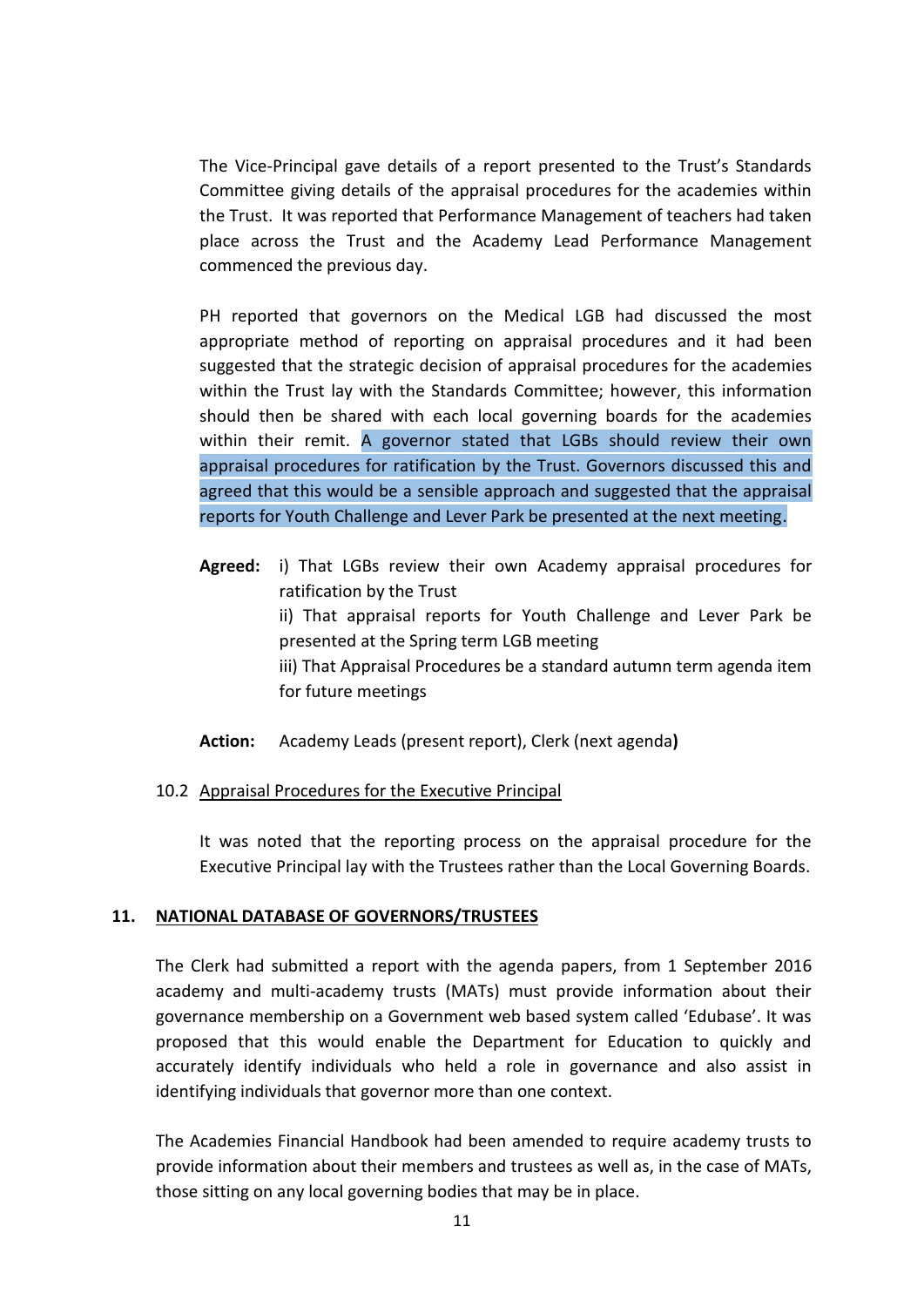The Vice-Principal gave details of a report presented to the Trust's Standards Committee giving details of the appraisal procedures for the academies within the Trust. It was reported that Performance Management of teachers had taken place across the Trust and the Academy Lead Performance Management commenced the previous day.

PH reported that governors on the Medical LGB had discussed the most appropriate method of reporting on appraisal procedures and it had been suggested that the strategic decision of appraisal procedures for the academies within the Trust lay with the Standards Committee; however, this information should then be shared with each local governing boards for the academies within their remit. A governor stated that LGBs should review their own appraisal procedures for ratification by the Trust. Governors discussed this and agreed that this would be a sensible approach and suggested that the appraisal reports for Youth Challenge and Lever Park be presented at the next meeting.

**Agreed:** i) That LGBs review their own Academy appraisal procedures for ratification by the Trust
ii) That appraisal reports for Youth Challenge and Lever Park be presented at the Spring term LGB meeting
iii) That Appraisal Procedures be a standard autumn term agenda item for future meetings

**Action:** Academy Leads (present report), Clerk (next agenda**)**

10.2 Appraisal Procedures for the Executive Principal

It was noted that the reporting process on the appraisal procedure for the Executive Principal lay with the Trustees rather than the Local Governing Boards.

## 11. NATIONAL DATABASE OF GOVERNORS/TRUSTEES

The Clerk had submitted a report with the agenda papers, from 1 September 2016 academy and multi-academy trusts (MATs) must provide information about their governance membership on a Government web based system called 'Edubase'. It was proposed that this would enable the Department for Education to quickly and accurately identify individuals who held a role in governance and also assist in identifying individuals that governor more than one context.

The Academies Financial Handbook had been amended to require academy trusts to provide information about their members and trustees as well as, in the case of MATs, those sitting on any local governing bodies that may be in place.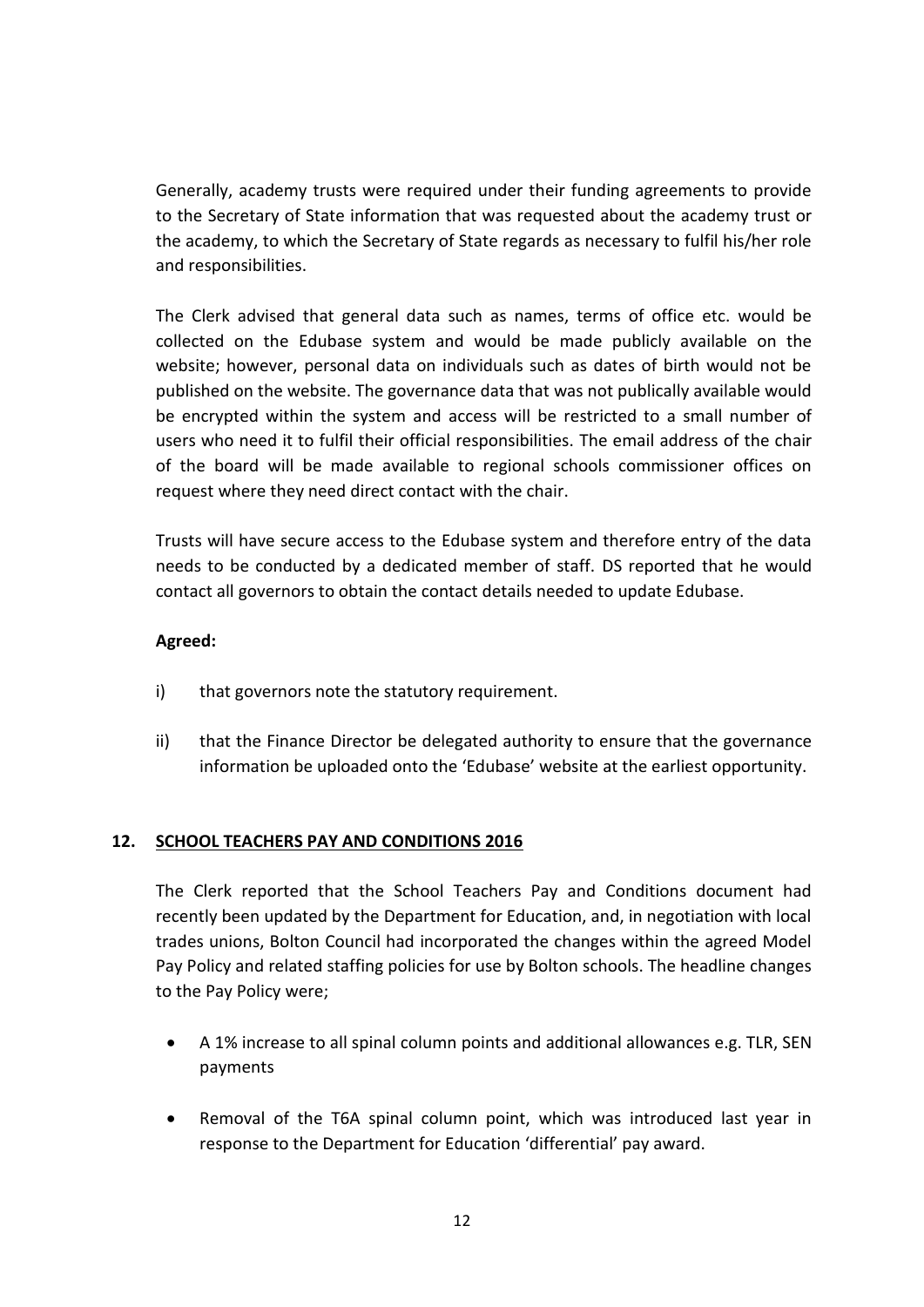Generally, academy trusts were required under their funding agreements to provide to the Secretary of State information that was requested about the academy trust or the academy, to which the Secretary of State regards as necessary to fulfil his/her role and responsibilities.

The Clerk advised that general data such as names, terms of office etc. would be collected on the Edubase system and would be made publicly available on the website; however, personal data on individuals such as dates of birth would not be published on the website. The governance data that was not publically available would be encrypted within the system and access will be restricted to a small number of users who need it to fulfil their official responsibilities. The email address of the chair of the board will be made available to regional schools commissioner offices on request where they need direct contact with the chair.

Trusts will have secure access to the Edubase system and therefore entry of the data needs to be conducted by a dedicated member of staff. DS reported that he would contact all governors to obtain the contact details needed to update Edubase.

**Agreed:**

i) that governors note the statutory requirement.

ii) that the Finance Director be delegated authority to ensure that the governance information be uploaded onto the 'Edubase' website at the earliest opportunity.

## 12. SCHOOL TEACHERS PAY AND CONDITIONS 2016

The Clerk reported that the School Teachers Pay and Conditions document had recently been updated by the Department for Education, and, in negotiation with local trades unions, Bolton Council had incorporated the changes within the agreed Model Pay Policy and related staffing policies for use by Bolton schools. The headline changes to the Pay Policy were;

- A 1% increase to all spinal column points and additional allowances e.g. TLR, SEN payments
- Removal of the T6A spinal column point, which was introduced last year in response to the Department for Education 'differential' pay award.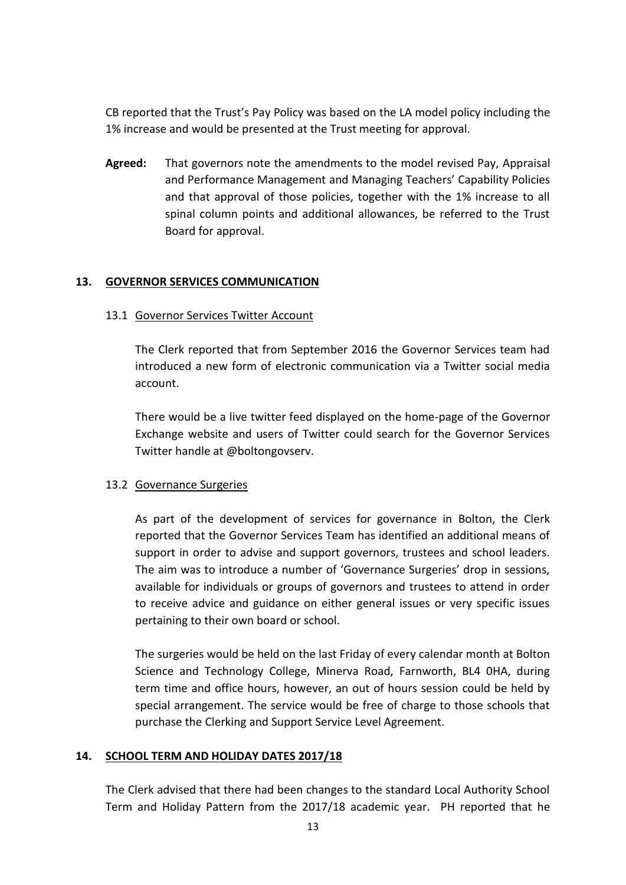CB reported that the Trust's Pay Policy was based on the LA model policy including the 1% increase and would be presented at the Trust meeting for approval.

**Agreed:** That governors note the amendments to the model revised Pay, Appraisal and Performance Management and Managing Teachers' Capability Policies and that approval of those policies, together with the 1% increase to all spinal column points and additional allowances, be referred to the Trust Board for approval.

## 13. GOVERNOR SERVICES COMMUNICATION

### 13.1 Governor Services Twitter Account

The Clerk reported that from September 2016 the Governor Services team had introduced a new form of electronic communication via a Twitter social media account.

There would be a live twitter feed displayed on the home-page of the Governor Exchange website and users of Twitter could search for the Governor Services Twitter handle at @boltongovserv.

### 13.2 Governance Surgeries

As part of the development of services for governance in Bolton, the Clerk reported that the Governor Services Team has identified an additional means of support in order to advise and support governors, trustees and school leaders. The aim was to introduce a number of 'Governance Surgeries' drop in sessions, available for individuals or groups of governors and trustees to attend in order to receive advice and guidance on either general issues or very specific issues pertaining to their own board or school.

The surgeries would be held on the last Friday of every calendar month at Bolton Science and Technology College, Minerva Road, Farnworth, BL4 0HA, during term time and office hours, however, an out of hours session could be held by special arrangement. The service would be free of charge to those schools that purchase the Clerking and Support Service Level Agreement.

## 14. SCHOOL TERM AND HOLIDAY DATES 2017/18

The Clerk advised that there had been changes to the standard Local Authority School Term and Holiday Pattern from the 2017/18 academic year. PH reported that he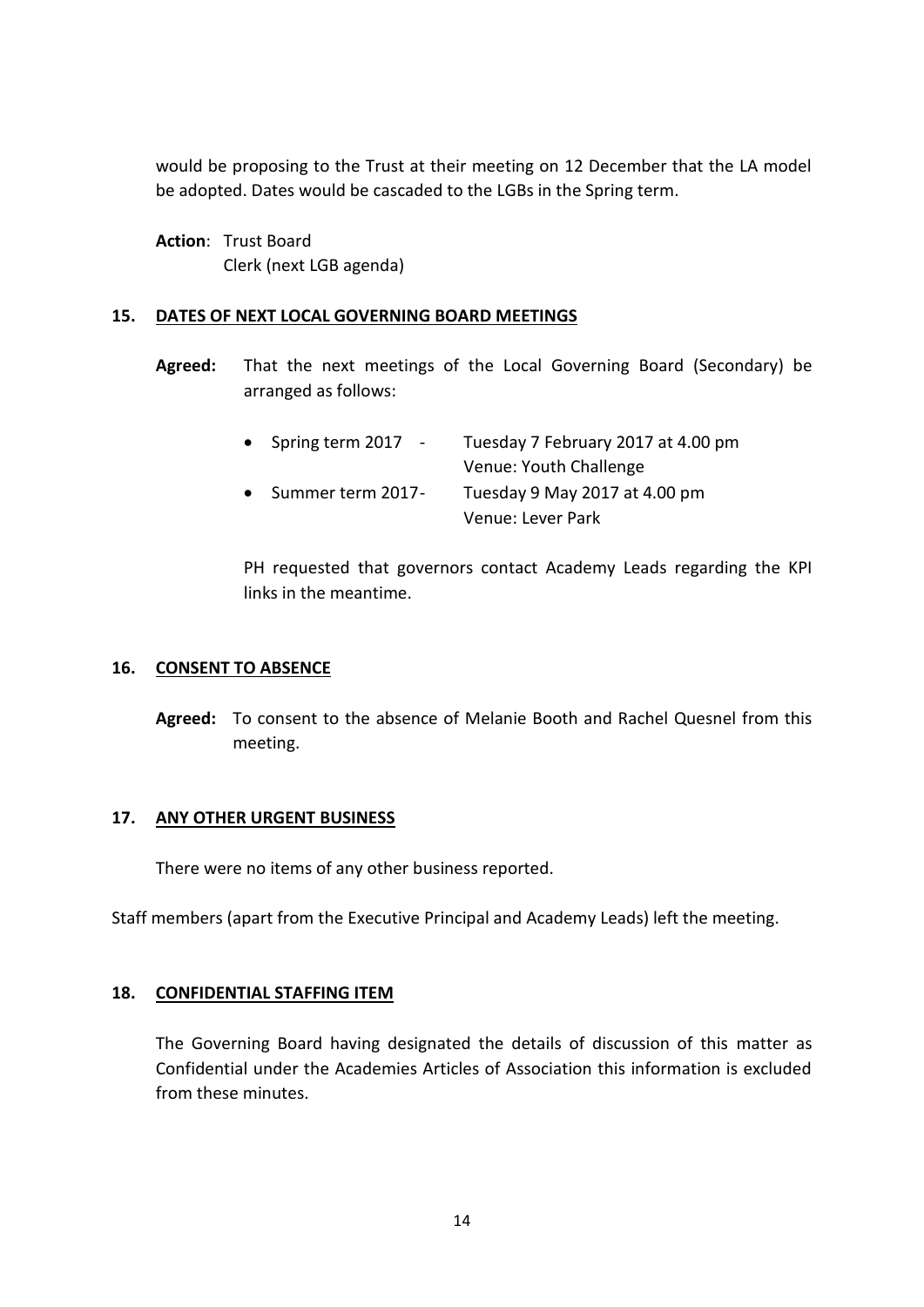would be proposing to the Trust at their meeting on 12 December that the LA model be adopted. Dates would be cascaded to the LGBs in the Spring term.

**Action**: Trust Board
Clerk (next LGB agenda)

## 15. DATES OF NEXT LOCAL GOVERNING BOARD MEETINGS

**Agreed:** That the next meetings of the Local Governing Board (Secondary) be arranged as follows:

- Spring term 2017 - Tuesday 7 February 2017 at 4.00 pm
  Venue: Youth Challenge
- Summer term 2017- Tuesday 9 May 2017 at 4.00 pm
  Venue: Lever Park

PH requested that governors contact Academy Leads regarding the KPI links in the meantime.

## 16. CONSENT TO ABSENCE

**Agreed:** To consent to the absence of Melanie Booth and Rachel Quesnel from this meeting.

## 17. ANY OTHER URGENT BUSINESS

There were no items of any other business reported.

Staff members (apart from the Executive Principal and Academy Leads) left the meeting.

## 18. CONFIDENTIAL STAFFING ITEM

The Governing Board having designated the details of discussion of this matter as Confidential under the Academies Articles of Association this information is excluded from these minutes.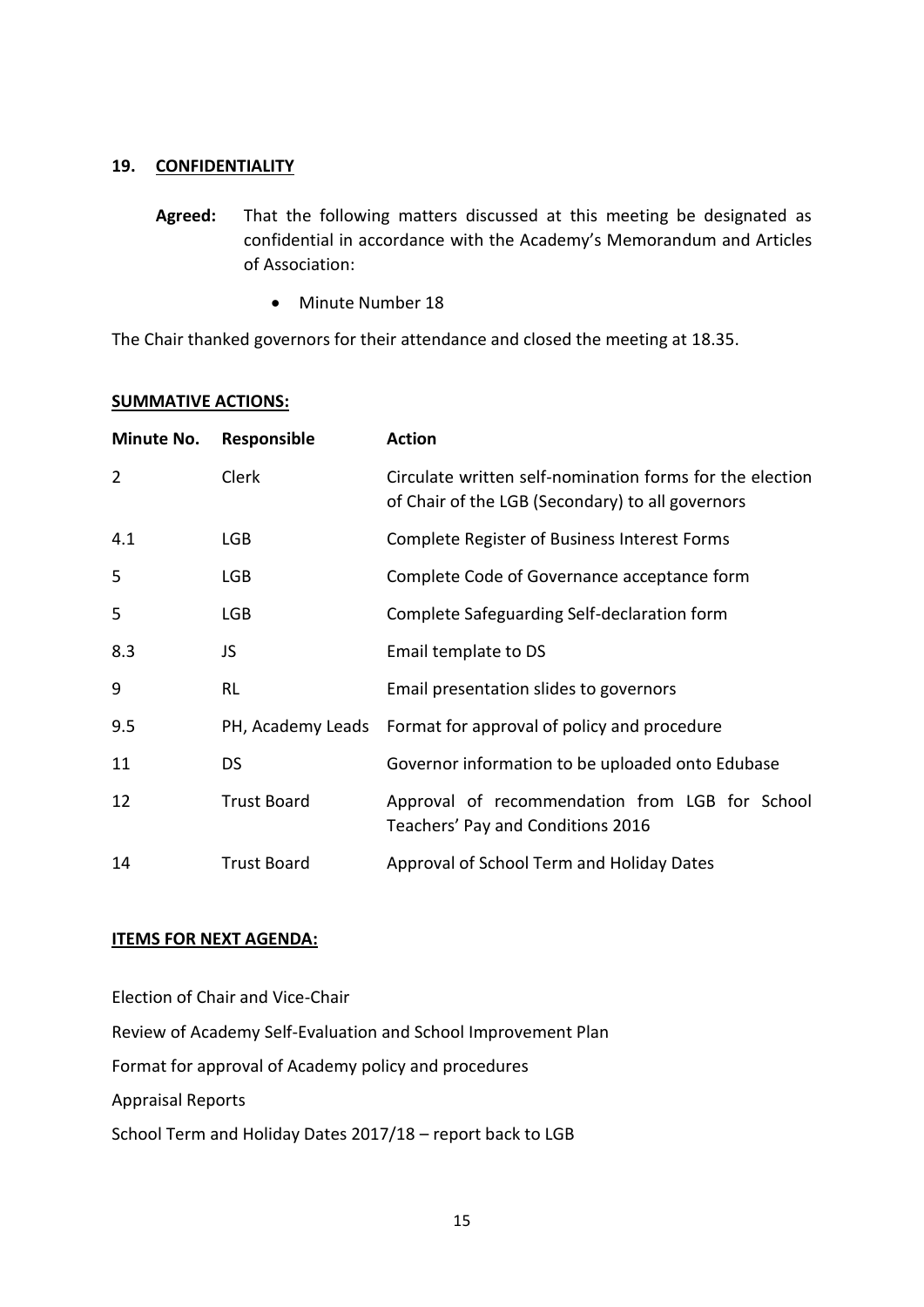## 19. CONFIDENTIALITY

**Agreed:** That the following matters discussed at this meeting be designated as confidential in accordance with the Academy's Memorandum and Articles of Association:

- Minute Number 18

The Chair thanked governors for their attendance and closed the meeting at 18.35.

### SUMMATIVE ACTIONS:

| Minute No. | Responsible | Action |
|---|---|---|
| 2 | Clerk | Circulate written self-nomination forms for the election of Chair of the LGB (Secondary) to all governors |
| 4.1 | LGB | Complete Register of Business Interest Forms |
| 5 | LGB | Complete Code of Governance acceptance form |
| 5 | LGB | Complete Safeguarding Self-declaration form |
| 8.3 | JS | Email template to DS |
| 9 | RL | Email presentation slides to governors |
| 9.5 | PH, Academy Leads | Format for approval of policy and procedure |
| 11 | DS | Governor information to be uploaded onto Edubase |
| 12 | Trust Board | Approval of recommendation from LGB for School Teachers' Pay and Conditions 2016 |
| 14 | Trust Board | Approval of School Term and Holiday Dates |

### ITEMS FOR NEXT AGENDA:

Election of Chair and Vice-Chair

Review of Academy Self-Evaluation and School Improvement Plan

Format for approval of Academy policy and procedures

Appraisal Reports

School Term and Holiday Dates 2017/18 – report back to LGB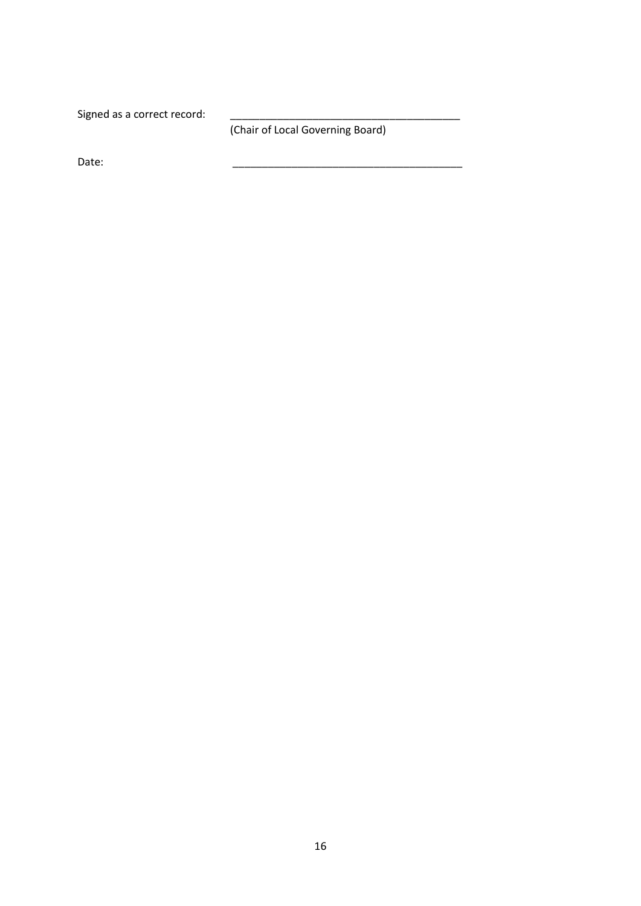Signed as a correct record: \_\_\_\_\_\_\_\_\_\_\_\_\_\_\_\_\_\_\_\_\_\_\_\_\_\_\_\_\_\_\_\_\_\_\_\_\_\_\_\_

(Chair of Local Governing Board)

Date: \_\_\_\_\_\_\_\_\_\_\_\_\_\_\_\_\_\_\_\_\_\_\_\_\_\_\_\_\_\_\_\_\_\_\_\_\_\_\_\_